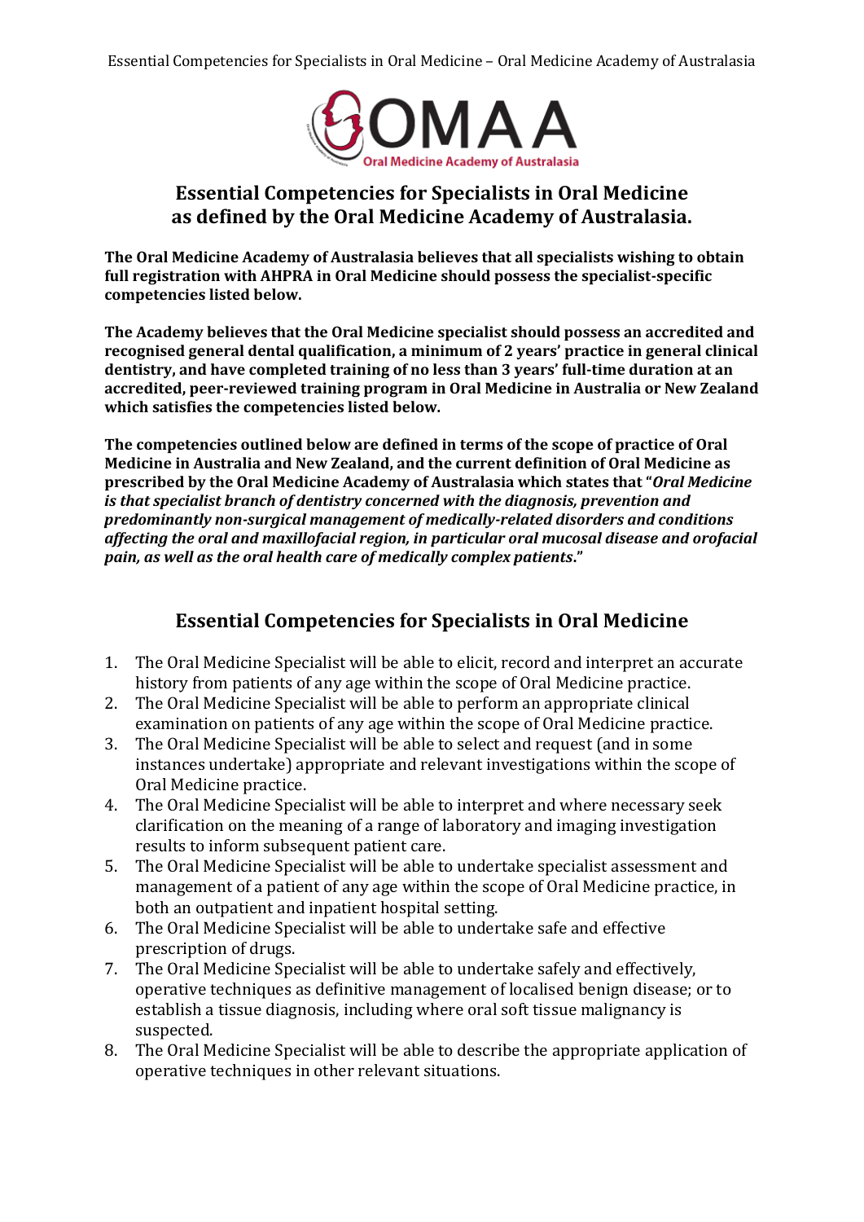# Essential Competencies for Specialists in Oral Medicine as defined by the Oral Medicine Academy of Australasia.

**The Oral Medicine Academy of Australasia believes that all specialists wishing to obtain full registration with AHPRA in Oral Medicine should possess the specialist-specific competencies listed below.**

**The Academy believes that the Oral Medicine specialist should possess an accredited and recognised general dental qualification, a minimum of 2 years' practice in general clinical dentistry, and have completed training of no less than 3 years' full-time duration at an accredited, peer-reviewed training program in Oral Medicine in Australia or New Zealand which satisfies the competencies listed below.**

**The competencies outlined below are defined in terms of the scope of practice of Oral Medicine in Australia and New Zealand, and the current definition of Oral Medicine as prescribed by the Oral Medicine Academy of Australasia which states that "*Oral Medicine is that specialist branch of dentistry concerned with the diagnosis, prevention and predominantly non-surgical management of medically-related disorders and conditions affecting the oral and maxillofacial region, in particular oral mucosal disease and orofacial pain, as well as the oral health care of medically complex patients*."**

## Essential Competencies for Specialists in Oral Medicine

1. The Oral Medicine Specialist will be able to elicit, record and interpret an accurate history from patients of any age within the scope of Oral Medicine practice.
2. The Oral Medicine Specialist will be able to perform an appropriate clinical examination on patients of any age within the scope of Oral Medicine practice.
3. The Oral Medicine Specialist will be able to select and request (and in some instances undertake) appropriate and relevant investigations within the scope of Oral Medicine practice.
4. The Oral Medicine Specialist will be able to interpret and where necessary seek clarification on the meaning of a range of laboratory and imaging investigation results to inform subsequent patient care.
5. The Oral Medicine Specialist will be able to undertake specialist assessment and management of a patient of any age within the scope of Oral Medicine practice, in both an outpatient and inpatient hospital setting.
6. The Oral Medicine Specialist will be able to undertake safe and effective prescription of drugs.
7. The Oral Medicine Specialist will be able to undertake safely and effectively, operative techniques as definitive management of localised benign disease; or to establish a tissue diagnosis, including where oral soft tissue malignancy is suspected.
8. The Oral Medicine Specialist will be able to describe the appropriate application of operative techniques in other relevant situations.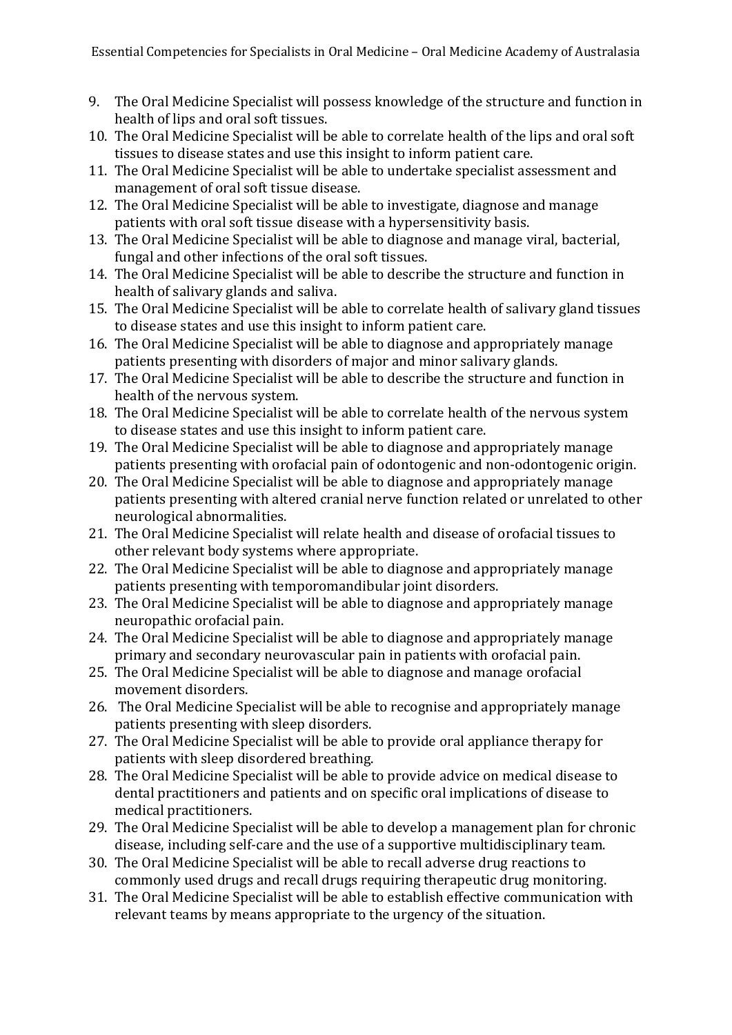9. The Oral Medicine Specialist will possess knowledge of the structure and function in health of lips and oral soft tissues.
10. The Oral Medicine Specialist will be able to correlate health of the lips and oral soft tissues to disease states and use this insight to inform patient care.
11. The Oral Medicine Specialist will be able to undertake specialist assessment and management of oral soft tissue disease.
12. The Oral Medicine Specialist will be able to investigate, diagnose and manage patients with oral soft tissue disease with a hypersensitivity basis.
13. The Oral Medicine Specialist will be able to diagnose and manage viral, bacterial, fungal and other infections of the oral soft tissues.
14. The Oral Medicine Specialist will be able to describe the structure and function in health of salivary glands and saliva.
15. The Oral Medicine Specialist will be able to correlate health of salivary gland tissues to disease states and use this insight to inform patient care.
16. The Oral Medicine Specialist will be able to diagnose and appropriately manage patients presenting with disorders of major and minor salivary glands.
17. The Oral Medicine Specialist will be able to describe the structure and function in health of the nervous system.
18. The Oral Medicine Specialist will be able to correlate health of the nervous system to disease states and use this insight to inform patient care.
19. The Oral Medicine Specialist will be able to diagnose and appropriately manage patients presenting with orofacial pain of odontogenic and non-odontogenic origin.
20. The Oral Medicine Specialist will be able to diagnose and appropriately manage patients presenting with altered cranial nerve function related or unrelated to other neurological abnormalities.
21. The Oral Medicine Specialist will relate health and disease of orofacial tissues to other relevant body systems where appropriate.
22. The Oral Medicine Specialist will be able to diagnose and appropriately manage patients presenting with temporomandibular joint disorders.
23. The Oral Medicine Specialist will be able to diagnose and appropriately manage neuropathic orofacial pain.
24. The Oral Medicine Specialist will be able to diagnose and appropriately manage primary and secondary neurovascular pain in patients with orofacial pain.
25. The Oral Medicine Specialist will be able to diagnose and manage orofacial movement disorders.
26. The Oral Medicine Specialist will be able to recognise and appropriately manage patients presenting with sleep disorders.
27. The Oral Medicine Specialist will be able to provide oral appliance therapy for patients with sleep disordered breathing.
28. The Oral Medicine Specialist will be able to provide advice on medical disease to dental practitioners and patients and on specific oral implications of disease to medical practitioners.
29. The Oral Medicine Specialist will be able to develop a management plan for chronic disease, including self-care and the use of a supportive multidisciplinary team.
30. The Oral Medicine Specialist will be able to recall adverse drug reactions to commonly used drugs and recall drugs requiring therapeutic drug monitoring.
31. The Oral Medicine Specialist will be able to establish effective communication with relevant teams by means appropriate to the urgency of the situation.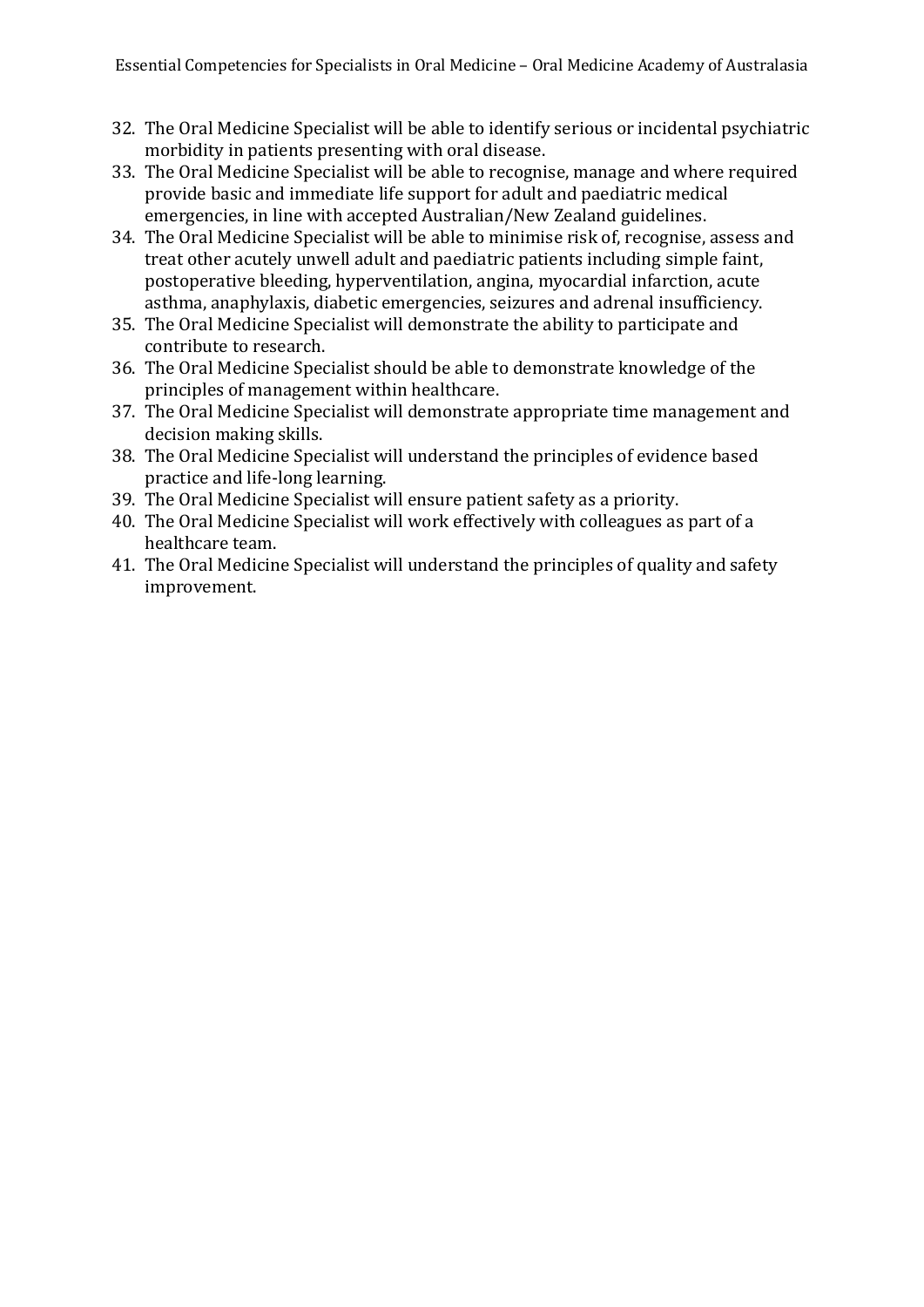32. The Oral Medicine Specialist will be able to identify serious or incidental psychiatric morbidity in patients presenting with oral disease.
33. The Oral Medicine Specialist will be able to recognise, manage and where required provide basic and immediate life support for adult and paediatric medical emergencies, in line with accepted Australian/New Zealand guidelines.
34. The Oral Medicine Specialist will be able to minimise risk of, recognise, assess and treat other acutely unwell adult and paediatric patients including simple faint, postoperative bleeding, hyperventilation, angina, myocardial infarction, acute asthma, anaphylaxis, diabetic emergencies, seizures and adrenal insufficiency.
35. The Oral Medicine Specialist will demonstrate the ability to participate and contribute to research.
36. The Oral Medicine Specialist should be able to demonstrate knowledge of the principles of management within healthcare.
37. The Oral Medicine Specialist will demonstrate appropriate time management and decision making skills.
38. The Oral Medicine Specialist will understand the principles of evidence based practice and life-long learning.
39. The Oral Medicine Specialist will ensure patient safety as a priority.
40. The Oral Medicine Specialist will work effectively with colleagues as part of a healthcare team.
41. The Oral Medicine Specialist will understand the principles of quality and safety improvement.